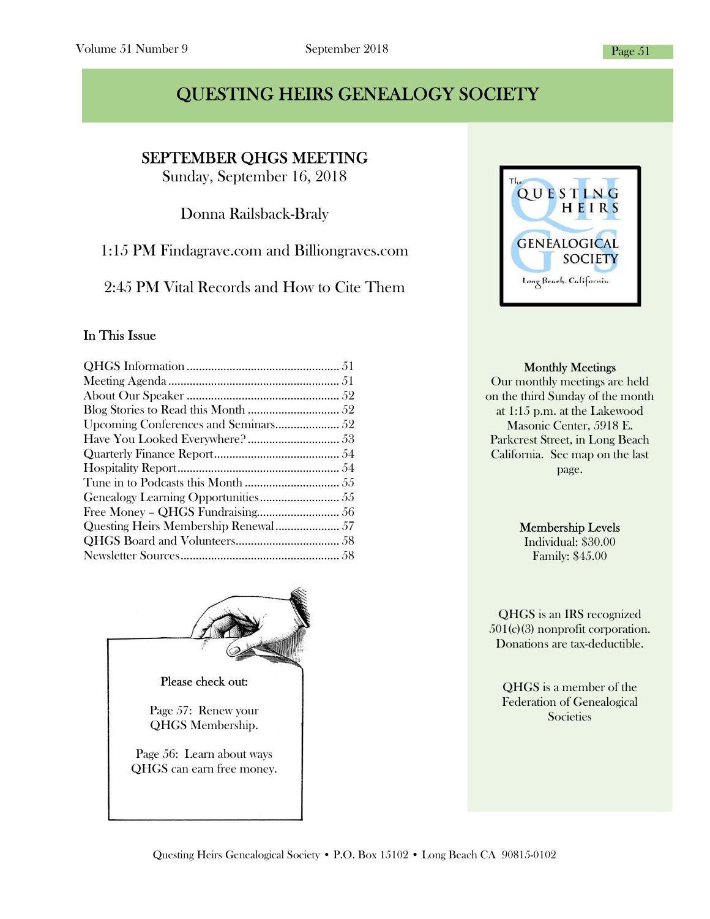# QUESTING HEIRS GENEALOGY SOCIETY

## SEPTEMBER QHGS MEETING

Sunday, September 16, 2018

Donna Railsback-Braly

1:15 PM Findagrave.com and Billiongraves.com

2:45 PM Vital Records and How to Cite Them

### In This Issue

| | |
|---|---|
| QHGS Information | 51 |
| Meeting Agenda | 51 |
| About Our Speaker | 52 |
| Blog Stories to Read this Month | 52 |
| Upcoming Conferences and Seminars | 52 |
| Have You Looked Everywhere? | 53 |
| Quarterly Finance Report | 54 |
| Hospitality Report | 54 |
| Tune in to Podcasts this Month | 55 |
| Genealogy Learning Opportunities | 55 |
| Free Money – QHGS Fundraising | 56 |
| Questing Heirs Membership Renewal | 57 |
| QHGS Board and Volunteers | 58 |
| Newsletter Sources | 58 |

Please check out:

Page 57: Renew your QHGS Membership.

Page 56: Learn about ways QHGS can earn free money.

**Monthly Meetings**

Our monthly meetings are held on the third Sunday of the month at 1:15 p.m. at the Lakewood Masonic Center, 5918 E. Parkcrest Street, in Long Beach California. See map on the last page.

**Membership Levels**

Individual: $30.00

Family: $45.00

QHGS is an IRS recognized 501(c)(3) nonprofit corporation. Donations are tax-deductible.

QHGS is a member of the Federation of Genealogical Societies

Questing Heirs Genealogical Society • P.O. Box 15102 • Long Beach CA 90815-0102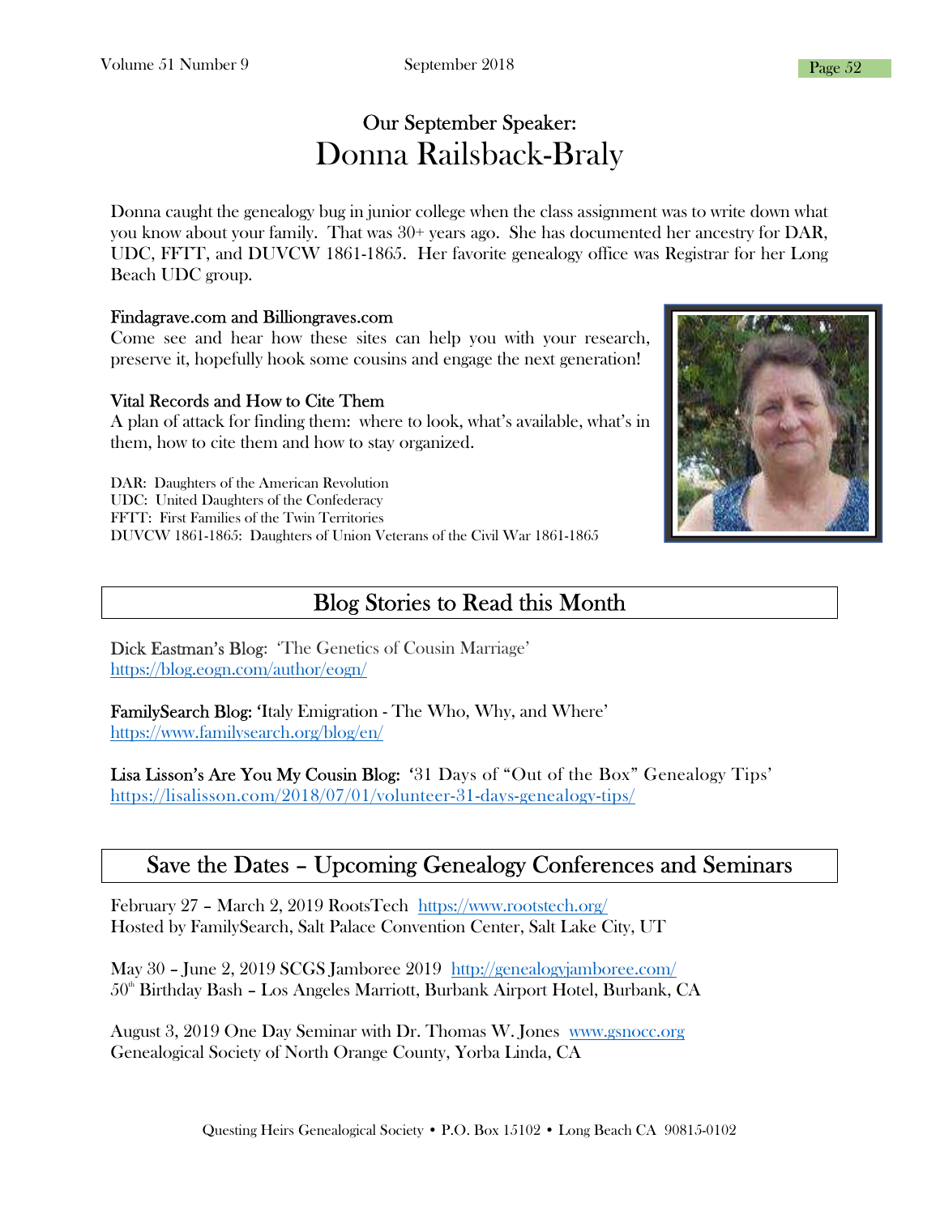## Our September Speaker:
# Donna Railsback-Braly

Donna caught the genealogy bug in junior college when the class assignment was to write down what you know about your family. That was 30+ years ago. She has documented her ancestry for DAR, UDC, FFTT, and DUVCW 1861-1865. Her favorite genealogy office was Registrar for her Long Beach UDC group.

### Findagrave.com and Billiongraves.com

Come see and hear how these sites can help you with your research, preserve it, hopefully hook some cousins and engage the next generation!

### Vital Records and How to Cite Them

A plan of attack for finding them: where to look, what's available, what's in them, how to cite them and how to stay organized.

DAR: Daughters of the American Revolution
UDC: United Daughters of the Confederacy
FFTT: First Families of the Twin Territories
DUVCW 1861-1865: Daughters of Union Veterans of the Civil War 1861-1865

## Blog Stories to Read this Month

Dick Eastman's Blog: 'The Genetics of Cousin Marriage'
https://blog.eogn.com/author/eogn/

FamilySearch Blog: 'Italy Emigration - The Who, Why, and Where'
https://www.familysearch.org/blog/en/

Lisa Lisson's Are You My Cousin Blog: '31 Days of "Out of the Box" Genealogy Tips'
https://lisalisson.com/2018/07/01/volunteer-31-days-genealogy-tips/

## Save the Dates – Upcoming Genealogy Conferences and Seminars

February 27 – March 2, 2019 RootsTech https://www.rootstech.org/
Hosted by FamilySearch, Salt Palace Convention Center, Salt Lake City, UT

May 30 – June 2, 2019 SCGS Jamboree 2019 http://genealogyjamboree.com/
50th Birthday Bash – Los Angeles Marriott, Burbank Airport Hotel, Burbank, CA

August 3, 2019 One Day Seminar with Dr. Thomas W. Jones www.gsnocc.org
Genealogical Society of North Orange County, Yorba Linda, CA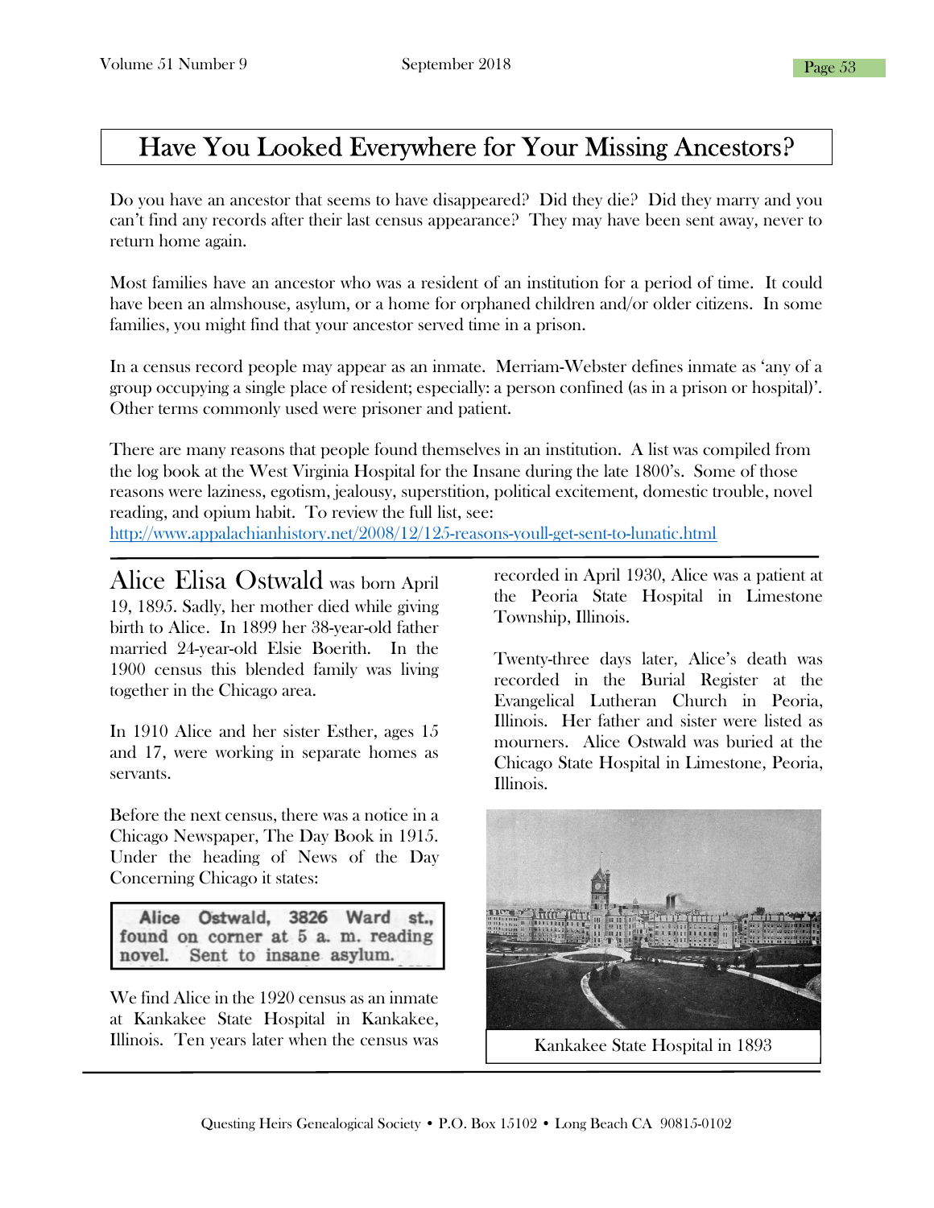# Have You Looked Everywhere for Your Missing Ancestors?

Do you have an ancestor that seems to have disappeared? Did they die? Did they marry and you can't find any records after their last census appearance? They may have been sent away, never to return home again.

Most families have an ancestor who was a resident of an institution for a period of time. It could have been an almshouse, asylum, or a home for orphaned children and/or older citizens. In some families, you might find that your ancestor served time in a prison.

In a census record people may appear as an inmate. Merriam-Webster defines inmate as 'any of a group occupying a single place of resident; especially: a person confined (as in a prison or hospital)'. Other terms commonly used were prisoner and patient.

There are many reasons that people found themselves in an institution. A list was compiled from the log book at the West Virginia Hospital for the Insane during the late 1800's. Some of those reasons were laziness, egotism, jealousy, superstition, political excitement, domestic trouble, novel reading, and opium habit. To review the full list, see: http://www.appalachianhistory.net/2008/12/125-reasons-youll-get-sent-to-lunatic.html

---

**Alice Elisa Ostwald** was born April 19, 1895. Sadly, her mother died while giving birth to Alice. In 1899 her 38-year-old father married 24-year-old Elsie Boerith. In the 1900 census this blended family was living together in the Chicago area.

In 1910 Alice and her sister Esther, ages 15 and 17, were working in separate homes as servants.

Before the next census, there was a notice in a Chicago Newspaper, The Day Book in 1915. Under the heading of News of the Day Concerning Chicago it states:

> Alice Ostwald, 3826 Ward st., found on corner at 5 a. m. reading novel. Sent to insane asylum.

We find Alice in the 1920 census as an inmate at Kankakee State Hospital in Kankakee, Illinois. Ten years later when the census was recorded in April 1930, Alice was a patient at the Peoria State Hospital in Limestone Township, Illinois.

Twenty-three days later, Alice's death was recorded in the Burial Register at the Evangelical Lutheran Church in Peoria, Illinois. Her father and sister were listed as mourners. Alice Ostwald was buried at the Chicago State Hospital in Limestone, Peoria, Illinois.

Kankakee State Hospital in 1893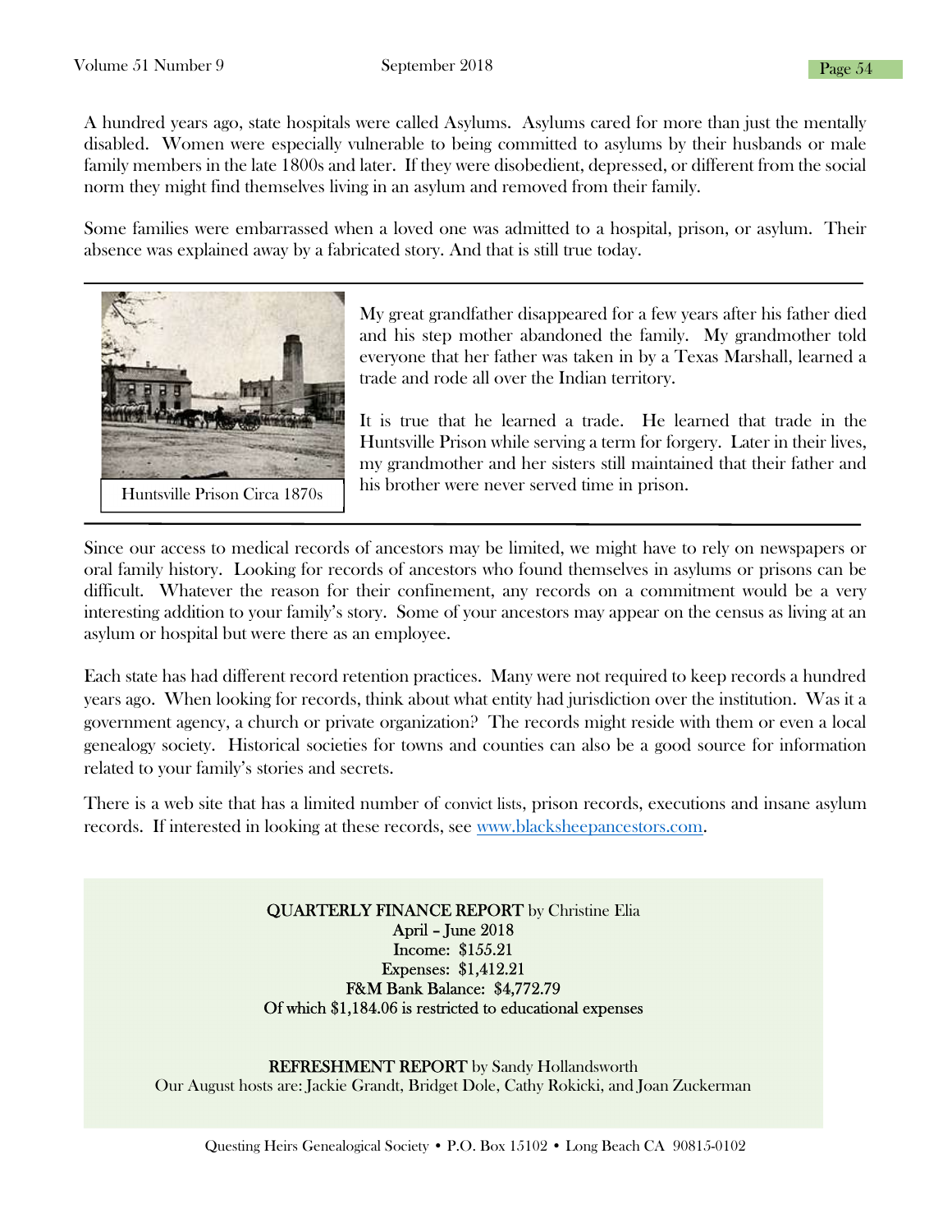A hundred years ago, state hospitals were called Asylums. Asylums cared for more than just the mentally disabled. Women were especially vulnerable to being committed to asylums by their husbands or male family members in the late 1800s and later. If they were disobedient, depressed, or different from the social norm they might find themselves living in an asylum and removed from their family.

Some families were embarrassed when a loved one was admitted to a hospital, prison, or asylum. Their absence was explained away by a fabricated story. And that is still true today.

---

Huntsville Prison Circa 1870s

My great grandfather disappeared for a few years after his father died and his step mother abandoned the family. My grandmother told everyone that her father was taken in by a Texas Marshall, learned a trade and rode all over the Indian territory.

It is true that he learned a trade. He learned that trade in the Huntsville Prison while serving a term for forgery. Later in their lives, my grandmother and her sisters still maintained that their father and his brother were never served time in prison.

---

Since our access to medical records of ancestors may be limited, we might have to rely on newspapers or oral family history. Looking for records of ancestors who found themselves in asylums or prisons can be difficult. Whatever the reason for their confinement, any records on a commitment would be a very interesting addition to your family's story. Some of your ancestors may appear on the census as living at an asylum or hospital but were there as an employee.

Each state has had different record retention practices. Many were not required to keep records a hundred years ago. When looking for records, think about what entity had jurisdiction over the institution. Was it a government agency, a church or private organization? The records might reside with them or even a local genealogy society. Historical societies for towns and counties can also be a good source for information related to your family's stories and secrets.

There is a web site that has a limited number of convict lists, prison records, executions and insane asylum records. If interested in looking at these records, see [www.blacksheepancestors.com](http://www.blacksheepancestors.com).

**QUARTERLY FINANCE REPORT** by Christine Elia
April – June 2018
Income: $155.21
Expenses: $1,412.21
F&M Bank Balance: $4,772.79
Of which $1,184.06 is restricted to educational expenses

**REFRESHMENT REPORT** by Sandy Hollandsworth
Our August hosts are: Jackie Grandt, Bridget Dole, Cathy Rokicki, and Joan Zuckerman

Questing Heirs Genealogical Society • P.O. Box 15102 • Long Beach CA 90815-0102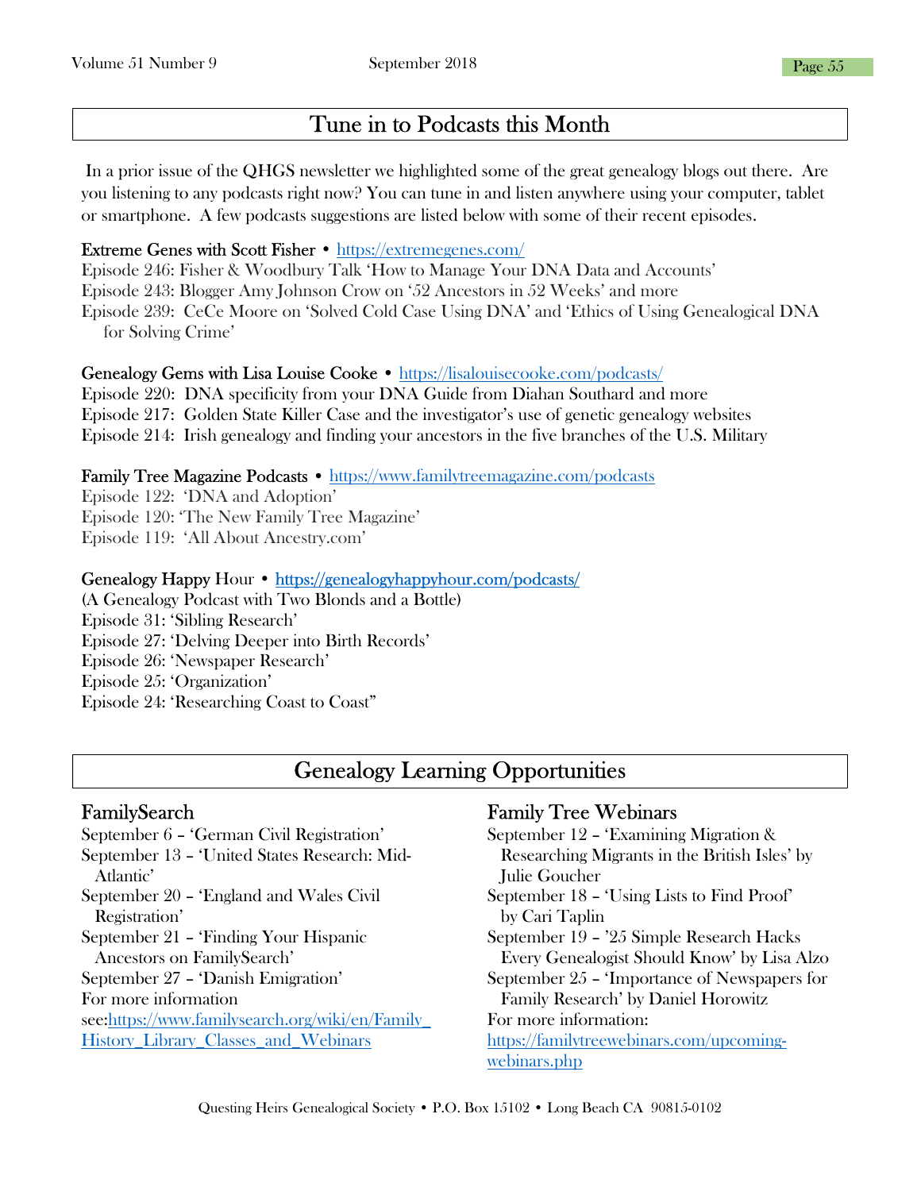## Tune in to Podcasts this Month

In a prior issue of the QHGS newsletter we highlighted some of the great genealogy blogs out there. Are you listening to any podcasts right now? You can tune in and listen anywhere using your computer, tablet or smartphone. A few podcasts suggestions are listed below with some of their recent episodes.

**Extreme Genes with Scott Fisher** • https://extremegenes.com/
Episode 246: Fisher & Woodbury Talk 'How to Manage Your DNA Data and Accounts'
Episode 243: Blogger Amy Johnson Crow on '52 Ancestors in 52 Weeks' and more
Episode 239: CeCe Moore on 'Solved Cold Case Using DNA' and 'Ethics of Using Genealogical DNA for Solving Crime'

**Genealogy Gems with Lisa Louise Cooke** • https://lisalouisecooke.com/podcasts/
Episode 220: DNA specificity from your DNA Guide from Diahan Southard and more
Episode 217: Golden State Killer Case and the investigator's use of genetic genealogy websites
Episode 214: Irish genealogy and finding your ancestors in the five branches of the U.S. Military

**Family Tree Magazine Podcasts** • https://www.familytreemagazine.com/podcasts
Episode 122: 'DNA and Adoption'
Episode 120: 'The New Family Tree Magazine'
Episode 119: 'All About Ancestry.com'

**Genealogy Happy Hour** • https://genealogyhappyhour.com/podcasts/
(A Genealogy Podcast with Two Blonds and a Bottle)
Episode 31: 'Sibling Research'
Episode 27: 'Delving Deeper into Birth Records'
Episode 26: 'Newspaper Research'
Episode 25: 'Organization'
Episode 24: 'Researching Coast to Coast"

## Genealogy Learning Opportunities

### FamilySearch

September 6 – 'German Civil Registration'
September 13 – 'United States Research: Mid-Atlantic'
September 20 – 'England and Wales Civil Registration'
September 21 – 'Finding Your Hispanic Ancestors on FamilySearch'
September 27 – 'Danish Emigration'
For more information see:https://www.familysearch.org/wiki/en/Family_History_Library_Classes_and_Webinars

### Family Tree Webinars

September 12 – 'Examining Migration & Researching Migrants in the British Isles' by Julie Goucher
September 18 – 'Using Lists to Find Proof' by Cari Taplin
September 19 – '25 Simple Research Hacks Every Genealogist Should Know' by Lisa Alzo
September 25 – 'Importance of Newspapers for Family Research' by Daniel Horowitz
For more information: https://familytreewebinars.com/upcoming-webinars.php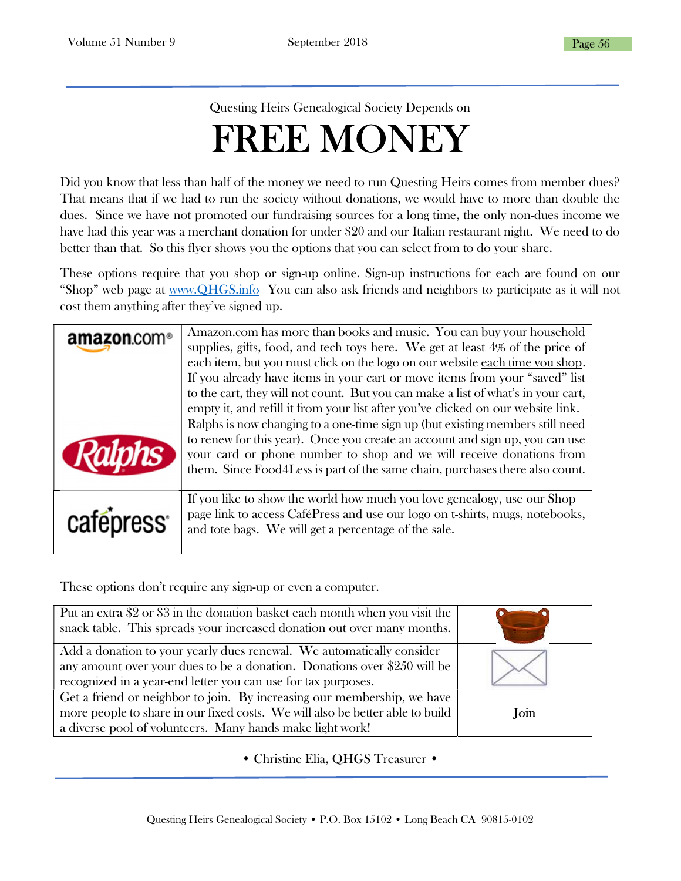Questing Heirs Genealogical Society Depends on

# FREE MONEY

Did you know that less than half of the money we need to run Questing Heirs comes from member dues? That means that if we had to run the society without donations, we would have to more than double the dues. Since we have not promoted our fundraising sources for a long time, the only non-dues income we have had this year was a merchant donation for under $20 and our Italian restaurant night. We need to do better than that. So this flyer shows you the options that you can select from to do your share.

These options require that you shop or sign-up online. Sign-up instructions for each are found on our "Shop" web page at www.QHGS.info You can also ask friends and neighbors to participate as it will not cost them anything after they've signed up.

| | |
|---|---|
| amazon.com | Amazon.com has more than books and music. You can buy your household supplies, gifts, food, and tech toys here. We get at least 4% of the price of each item, but you must click on the logo on our website each time you shop. If you already have items in your cart or move items from your "saved" list to the cart, they will not count. But you can make a list of what's in your cart, empty it, and refill it from your list after you've clicked on our website link. |
| Ralphs | Ralphs is now changing to a one-time sign up (but existing members still need to renew for this year). Once you create an account and sign up, you can use your card or phone number to shop and we will receive donations from them. Since Food4Less is part of the same chain, purchases there also count. |
| cafépress | If you like to show the world how much you love genealogy, use our Shop page link to access CaféPress and use our logo on t-shirts, mugs, notebooks, and tote bags. We will get a percentage of the sale. |

These options don't require any sign-up or even a computer.

| | |
|---|---|
| Put an extra $2 or $3 in the donation basket each month when you visit the snack table. This spreads your increased donation out over many months. | |
| Add a donation to your yearly dues renewal. We automatically consider any amount over your dues to be a donation. Donations over $250 will be recognized in a year-end letter you can use for tax purposes. | |
| Get a friend or neighbor to join. By increasing our membership, we have more people to share in our fixed costs. We will also be better able to build a diverse pool of volunteers. Many hands make light work! | Join |

• Christine Elia, QHGS Treasurer •

Questing Heirs Genealogical Society • P.O. Box 15102 • Long Beach CA 90815-0102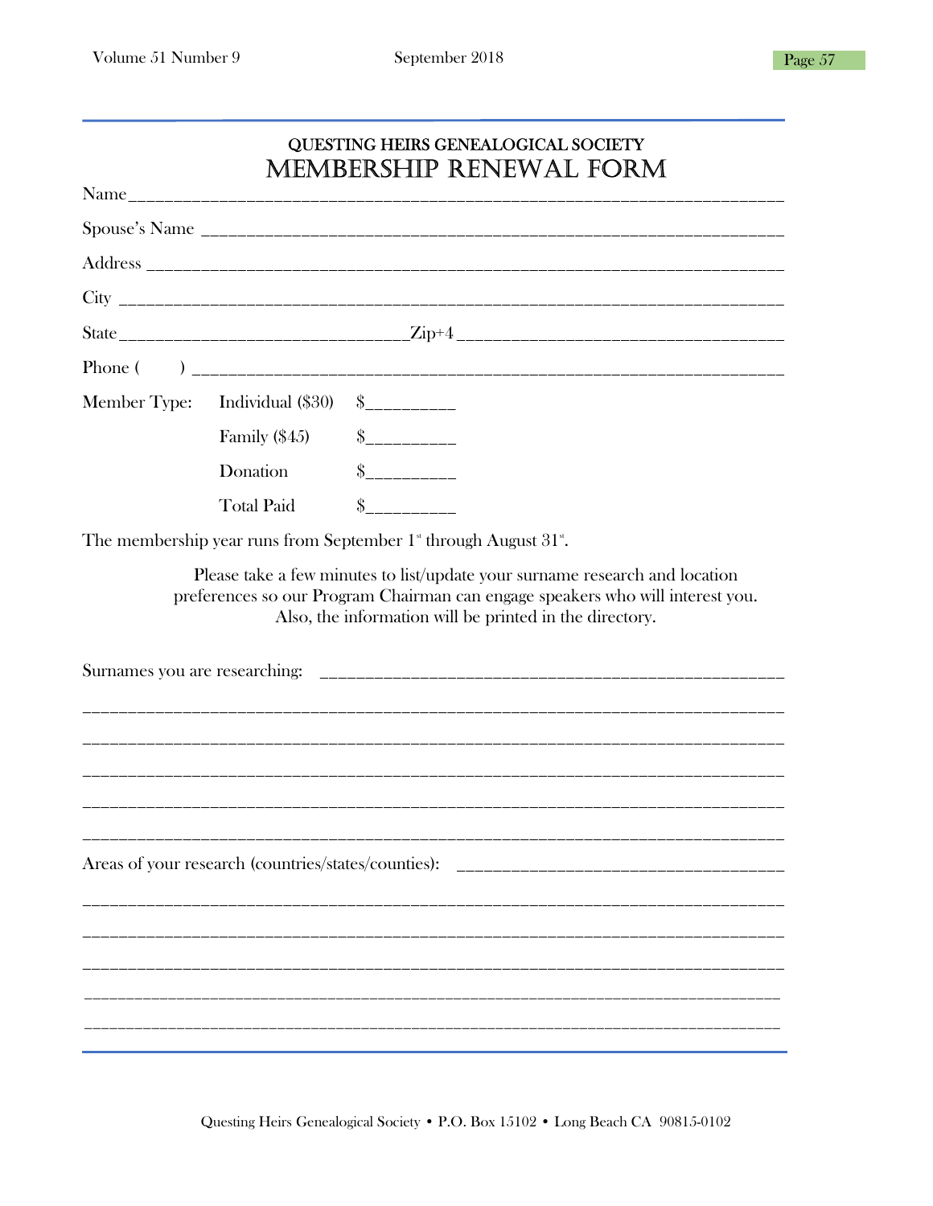## QUESTING HEIRS GENEALOGICAL SOCIETY

# MEMBERSHIP RENEWAL FORM

Name___________________________________________________________________________

Spouse's Name ___________________________________________________________________

Address ________________________________________________________________________

City ___________________________________________________________________________

State______________________________Zip+4__________________________________

Phone (      ) ___________________________________________________________________

| Member Type: | Individual ($30) | $__________ |
|---|---|---|
| | Family ($45) | $__________ |
| | Donation | $__________ |
| | Total Paid | $__________ |

The membership year runs from September 1st through August 31st.

Please take a few minutes to list/update your surname research and location preferences so our Program Chairman can engage speakers who will interest you. Also, the information will be printed in the directory.

Surnames you are researching: ____________________________________________________

________________________________________________________________________________

________________________________________________________________________________

________________________________________________________________________________

________________________________________________________________________________

________________________________________________________________________________

Areas of your research (countries/states/counties): ________________________________

________________________________________________________________________________

________________________________________________________________________________

________________________________________________________________________________

________________________________________________________________________________

________________________________________________________________________________

Questing Heirs Genealogical Society • P.O. Box 15102 • Long Beach CA 90815-0102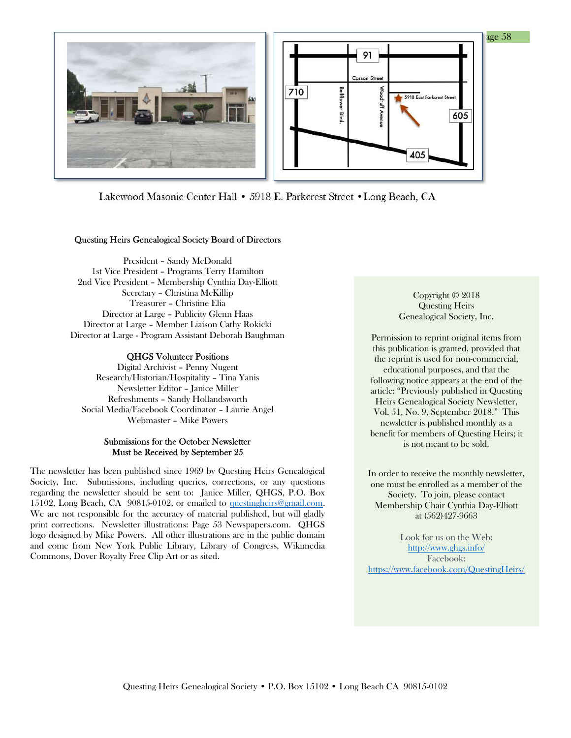Lakewood Masonic Center Hall • 5918 E. Parkcrest Street • Long Beach, CA

**Questing Heirs Genealogical Society Board of Directors**

President – Sandy McDonald
1st Vice President – Programs Terry Hamilton
2nd Vice President – Membership Cynthia Day-Elliott
Secretary – Christina McKillip
Treasurer – Christine Elia
Director at Large – Publicity Glenn Haas
Director at Large – Member Liaison Cathy Rokicki
Director at Large - Program Assistant Deborah Baughman

**QHGS Volunteer Positions**

Digital Archivist – Penny Nugent
Research/Historian/Hospitality – Tina Yanis
Newsletter Editor – Janice Miller
Refreshments – Sandy Hollandsworth
Social Media/Facebook Coordinator – Laurie Angel
Webmaster – Mike Powers

**Submissions for the October Newsletter
Must be Received by September 25**

The newsletter has been published since 1969 by Questing Heirs Genealogical Society, Inc. Submissions, including queries, corrections, or any questions regarding the newsletter should be sent to: Janice Miller, QHGS, P.O. Box 15102, Long Beach, CA 90815-0102, or emailed to questingheirs@gmail.com. We are not responsible for the accuracy of material published, but will gladly print corrections. Newsletter illustrations: Page 53 Newspapers.com. QHGS logo designed by Mike Powers. All other illustrations are in the public domain and come from New York Public Library, Library of Congress, Wikimedia Commons, Dover Royalty Free Clip Art or as sited.

Copyright © 2018
Questing Heirs
Genealogical Society, Inc.

Permission to reprint original items from this publication is granted, provided that the reprint is used for non-commercial, educational purposes, and that the following notice appears at the end of the article: "Previously published in Questing Heirs Genealogical Society Newsletter, Vol. 51, No. 9, September 2018." This newsletter is published monthly as a benefit for members of Questing Heirs; it is not meant to be sold.

In order to receive the monthly newsletter, one must be enrolled as a member of the Society. To join, please contact Membership Chair Cynthia Day-Elliott at (562)427-9663

Look for us on the Web:
http://www.qhgs.info/
Facebook:
https://www.facebook.com/QuestingHeirs/